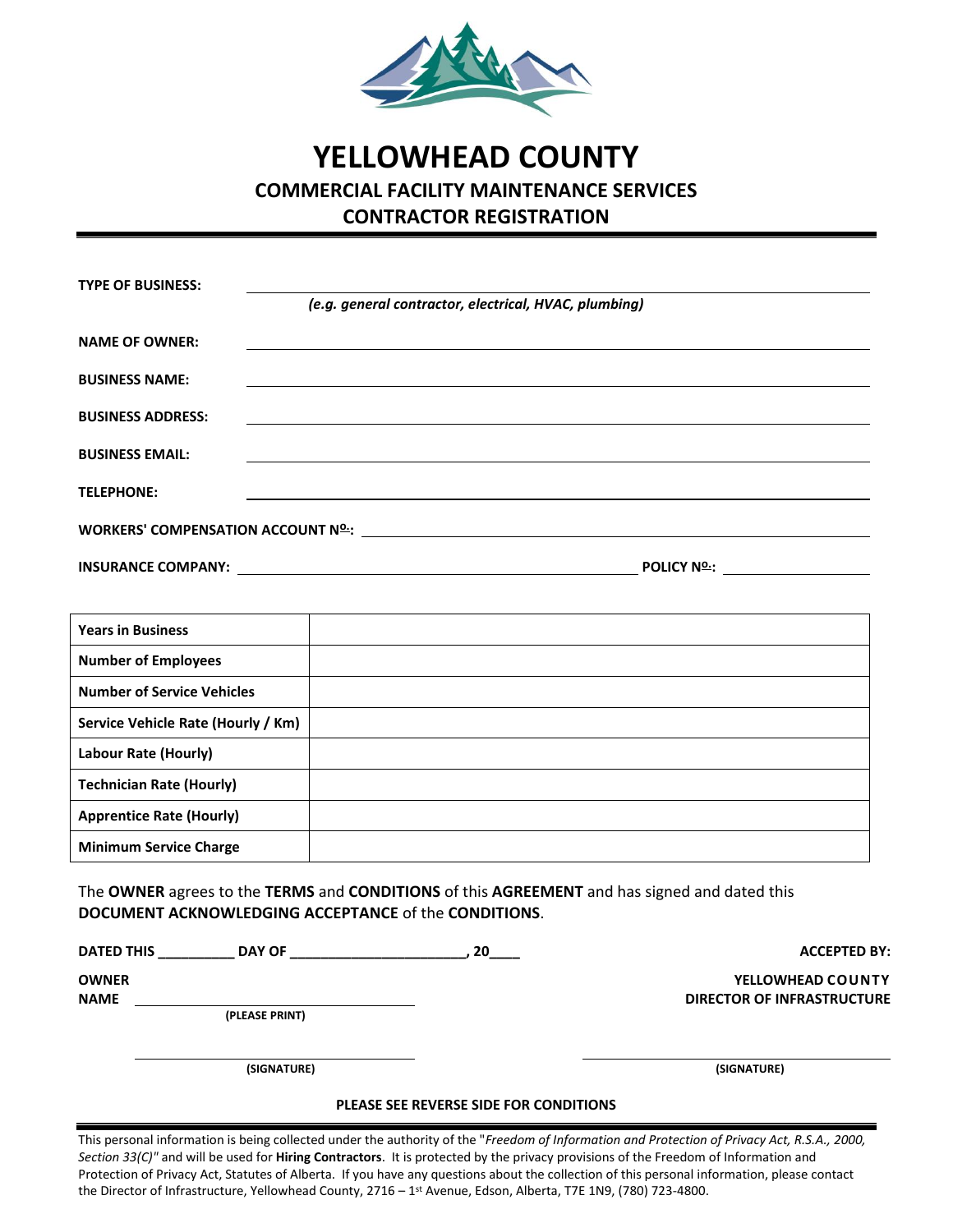# YELLOWHEAD COUNTY

## COMMERCIAL FACILITY MAINTENANCE SERVICES
## CONTRACTOR REGISTRATION

**TYPE OF BUSINESS:** ____________________________________________

*(e.g. general contractor, electrical, HVAC, plumbing)*

**NAME OF OWNER:** ____________________________________________

**BUSINESS NAME:** ____________________________________________

**BUSINESS ADDRESS:** ____________________________________________

**BUSINESS EMAIL:** ____________________________________________

**TELEPHONE:** ____________________________________________

**WORKERS' COMPENSATION ACCOUNT Nº:** ____________________________________________

**INSURANCE COMPANY:** ______________________________ **POLICY Nº:** ________________

| **Years in Business** | |
|---|---|
| **Number of Employees** | |
| **Number of Service Vehicles** | |
| **Service Vehicle Rate (Hourly / Km)** | |
| **Labour Rate (Hourly)** | |
| **Technician Rate (Hourly)** | |
| **Apprentice Rate (Hourly)** | |
| **Minimum Service Charge** | |

The **OWNER** agrees to the **TERMS** and **CONDITIONS** of this **AGREEMENT** and has signed and dated this **DOCUMENT ACKNOWLEDGING ACCEPTANCE** of the **CONDITIONS**.

**DATED THIS __________ DAY OF ______________________, 20____**

**ACCEPTED BY:**

**OWNER NAME** ______________________________
**(PLEASE PRINT)**

**YELLOWHEAD COUNTY**
**DIRECTOR OF INFRASTRUCTURE**

______________________________
**(SIGNATURE)**

______________________________
**(SIGNATURE)**

**PLEASE SEE REVERSE SIDE FOR CONDITIONS**

This personal information is being collected under the authority of the "*Freedom of Information and Protection of Privacy Act, R.S.A., 2000, Section 33(C)*" and will be used for **Hiring Contractors**. It is protected by the privacy provisions of the Freedom of Information and Protection of Privacy Act, Statutes of Alberta. If you have any questions about the collection of this personal information, please contact the Director of Infrastructure, Yellowhead County, 2716 – 1st Avenue, Edson, Alberta, T7E 1N9, (780) 723-4800.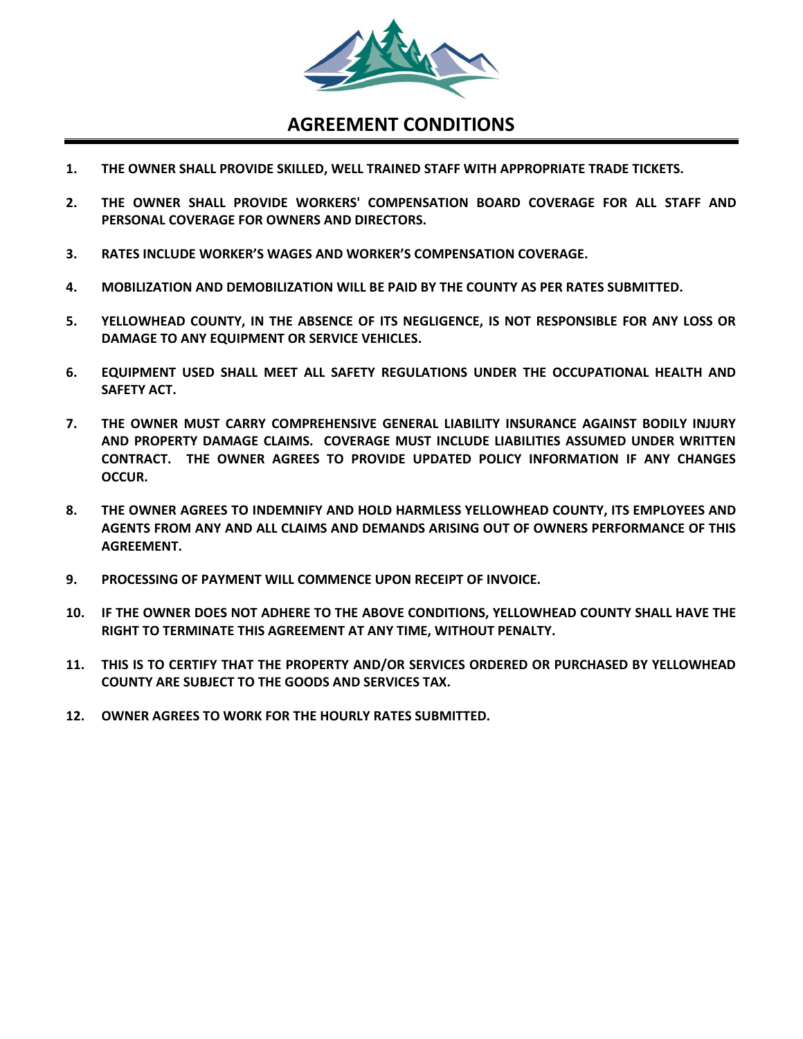# AGREEMENT CONDITIONS

1. **THE OWNER SHALL PROVIDE SKILLED, WELL TRAINED STAFF WITH APPROPRIATE TRADE TICKETS.**

2. **THE OWNER SHALL PROVIDE WORKERS' COMPENSATION BOARD COVERAGE FOR ALL STAFF AND PERSONAL COVERAGE FOR OWNERS AND DIRECTORS.**

3. **RATES INCLUDE WORKER'S WAGES AND WORKER'S COMPENSATION COVERAGE.**

4. **MOBILIZATION AND DEMOBILIZATION WILL BE PAID BY THE COUNTY AS PER RATES SUBMITTED.**

5. **YELLOWHEAD COUNTY, IN THE ABSENCE OF ITS NEGLIGENCE, IS NOT RESPONSIBLE FOR ANY LOSS OR DAMAGE TO ANY EQUIPMENT OR SERVICE VEHICLES.**

6. **EQUIPMENT USED SHALL MEET ALL SAFETY REGULATIONS UNDER THE OCCUPATIONAL HEALTH AND SAFETY ACT.**

7. **THE OWNER MUST CARRY COMPREHENSIVE GENERAL LIABILITY INSURANCE AGAINST BODILY INJURY AND PROPERTY DAMAGE CLAIMS. COVERAGE MUST INCLUDE LIABILITIES ASSUMED UNDER WRITTEN CONTRACT. THE OWNER AGREES TO PROVIDE UPDATED POLICY INFORMATION IF ANY CHANGES OCCUR.**

8. **THE OWNER AGREES TO INDEMNIFY AND HOLD HARMLESS YELLOWHEAD COUNTY, ITS EMPLOYEES AND AGENTS FROM ANY AND ALL CLAIMS AND DEMANDS ARISING OUT OF OWNERS PERFORMANCE OF THIS AGREEMENT.**

9. **PROCESSING OF PAYMENT WILL COMMENCE UPON RECEIPT OF INVOICE.**

10. **IF THE OWNER DOES NOT ADHERE TO THE ABOVE CONDITIONS, YELLOWHEAD COUNTY SHALL HAVE THE RIGHT TO TERMINATE THIS AGREEMENT AT ANY TIME, WITHOUT PENALTY.**

11. **THIS IS TO CERTIFY THAT THE PROPERTY AND/OR SERVICES ORDERED OR PURCHASED BY YELLOWHEAD COUNTY ARE SUBJECT TO THE GOODS AND SERVICES TAX.**

12. **OWNER AGREES TO WORK FOR THE HOURLY RATES SUBMITTED.**